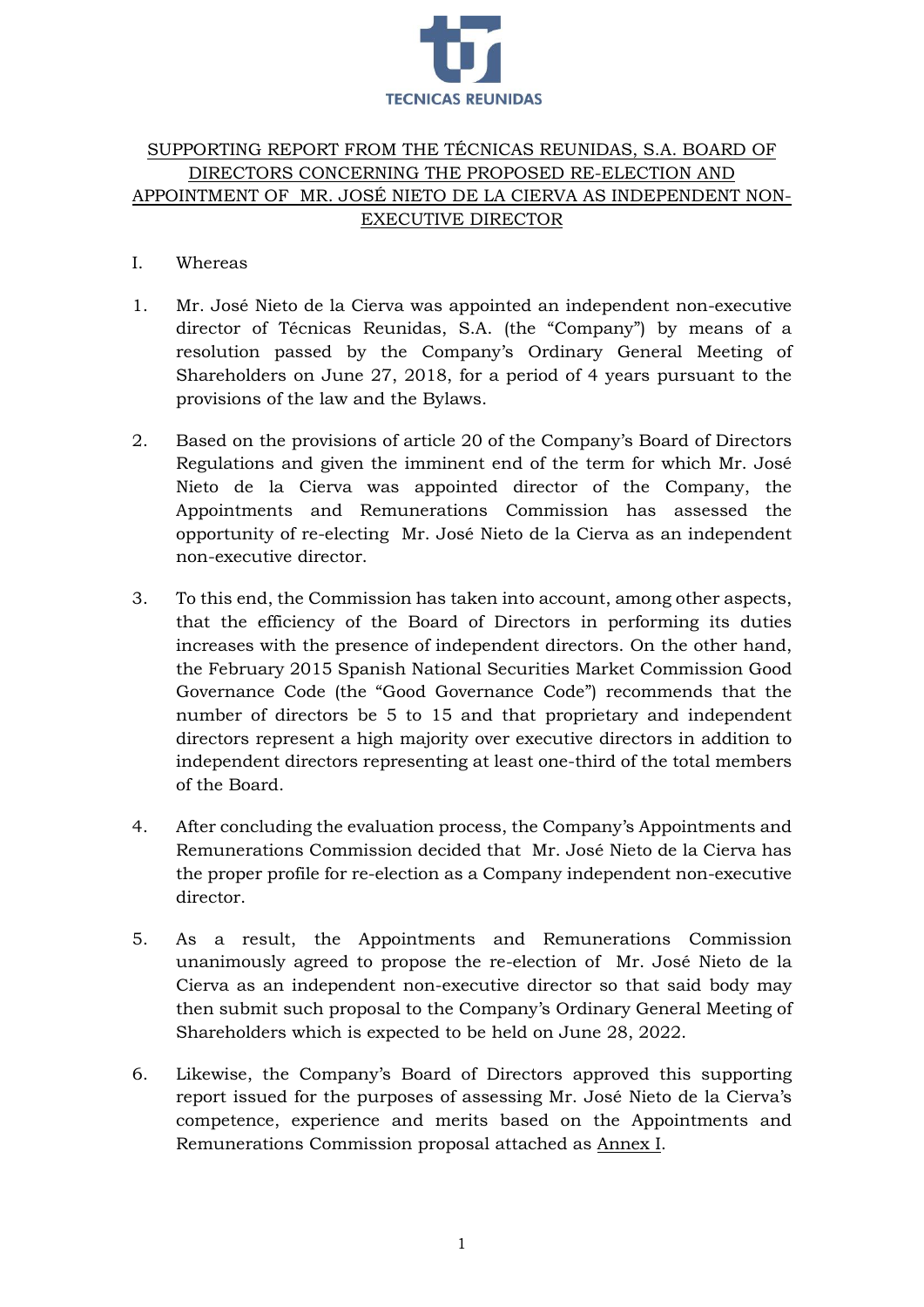TECNICAS REUNIDAS

# SUPPORTING REPORT FROM THE TÉCNICAS REUNIDAS, S.A. BOARD OF DIRECTORS CONCERNING THE PROPOSED RE-ELECTION AND APPOINTMENT OF MR. JOSÉ NIETO DE LA CIERVA AS INDEPENDENT NON-EXECUTIVE DIRECTOR

I. Whereas

1. Mr. José Nieto de la Cierva was appointed an independent non-executive director of Técnicas Reunidas, S.A. (the "Company") by means of a resolution passed by the Company's Ordinary General Meeting of Shareholders on June 27, 2018, for a period of 4 years pursuant to the provisions of the law and the Bylaws.

2. Based on the provisions of article 20 of the Company's Board of Directors Regulations and given the imminent end of the term for which Mr. José Nieto de la Cierva was appointed director of the Company, the Appointments and Remunerations Commission has assessed the opportunity of re-electing Mr. José Nieto de la Cierva as an independent non-executive director.

3. To this end, the Commission has taken into account, among other aspects, that the efficiency of the Board of Directors in performing its duties increases with the presence of independent directors. On the other hand, the February 2015 Spanish National Securities Market Commission Good Governance Code (the "Good Governance Code") recommends that the number of directors be 5 to 15 and that proprietary and independent directors represent a high majority over executive directors in addition to independent directors representing at least one-third of the total members of the Board.

4. After concluding the evaluation process, the Company's Appointments and Remunerations Commission decided that Mr. José Nieto de la Cierva has the proper profile for re-election as a Company independent non-executive director.

5. As a result, the Appointments and Remunerations Commission unanimously agreed to propose the re-election of Mr. José Nieto de la Cierva as an independent non-executive director so that said body may then submit such proposal to the Company's Ordinary General Meeting of Shareholders which is expected to be held on June 28, 2022.

6. Likewise, the Company's Board of Directors approved this supporting report issued for the purposes of assessing Mr. José Nieto de la Cierva's competence, experience and merits based on the Appointments and Remunerations Commission proposal attached as Annex I.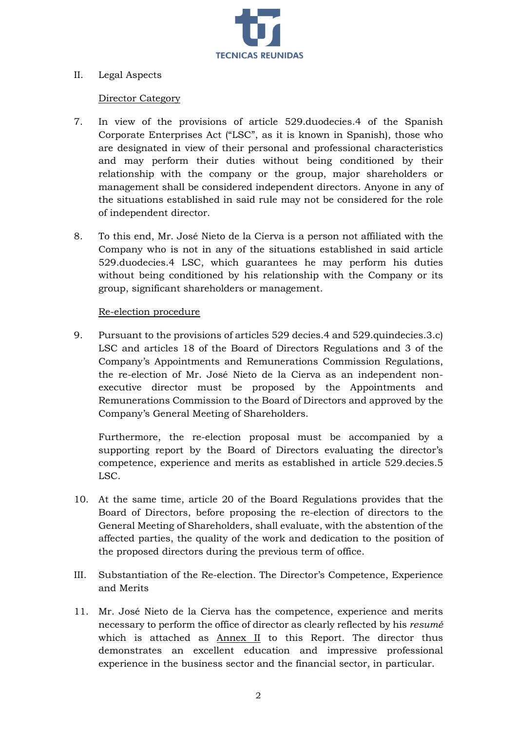II. Legal Aspects

<u>Director Category</u>

7. In view of the provisions of article 529.duodecies.4 of the Spanish Corporate Enterprises Act ("LSC", as it is known in Spanish), those who are designated in view of their personal and professional characteristics and may perform their duties without being conditioned by their relationship with the company or the group, major shareholders or management shall be considered independent directors. Anyone in any of the situations established in said rule may not be considered for the role of independent director.

8. To this end, Mr. José Nieto de la Cierva is a person not affiliated with the Company who is not in any of the situations established in said article 529.duodecies.4 LSC, which guarantees he may perform his duties without being conditioned by his relationship with the Company or its group, significant shareholders or management.

<u>Re-election procedure</u>

9. Pursuant to the provisions of articles 529 decies.4 and 529.quindecies.3.c) LSC and articles 18 of the Board of Directors Regulations and 3 of the Company's Appointments and Remunerations Commission Regulations, the re-election of Mr. José Nieto de la Cierva as an independent non-executive director must be proposed by the Appointments and Remunerations Commission to the Board of Directors and approved by the Company's General Meeting of Shareholders.

   Furthermore, the re-election proposal must be accompanied by a supporting report by the Board of Directors evaluating the director's competence, experience and merits as established in article 529.decies.5 LSC.

10. At the same time, article 20 of the Board Regulations provides that the Board of Directors, before proposing the re-election of directors to the General Meeting of Shareholders, shall evaluate, with the abstention of the affected parties, the quality of the work and dedication to the position of the proposed directors during the previous term of office.

III. Substantiation of the Re-election. The Director's Competence, Experience and Merits

11. Mr. José Nieto de la Cierva has the competence, experience and merits necessary to perform the office of director as clearly reflected by his *resumé* which is attached as <u>Annex II</u> to this Report. The director thus demonstrates an excellent education and impressive professional experience in the business sector and the financial sector, in particular.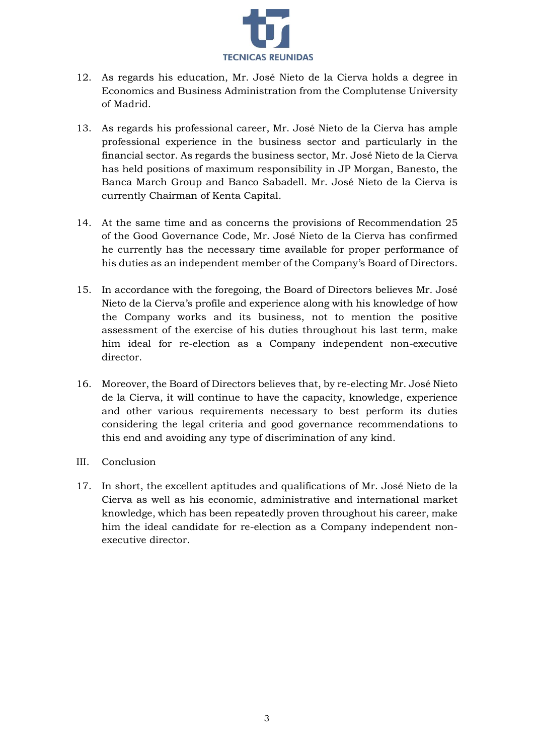12. As regards his education, Mr. José Nieto de la Cierva holds a degree in Economics and Business Administration from the Complutense University of Madrid.

13. As regards his professional career, Mr. José Nieto de la Cierva has ample professional experience in the business sector and particularly in the financial sector. As regards the business sector, Mr. José Nieto de la Cierva has held positions of maximum responsibility in JP Morgan, Banesto, the Banca March Group and Banco Sabadell. Mr. José Nieto de la Cierva is currently Chairman of Kenta Capital.

14. At the same time and as concerns the provisions of Recommendation 25 of the Good Governance Code, Mr. José Nieto de la Cierva has confirmed he currently has the necessary time available for proper performance of his duties as an independent member of the Company's Board of Directors.

15. In accordance with the foregoing, the Board of Directors believes Mr. José Nieto de la Cierva's profile and experience along with his knowledge of how the Company works and its business, not to mention the positive assessment of the exercise of his duties throughout his last term, make him ideal for re-election as a Company independent non-executive director.

16. Moreover, the Board of Directors believes that, by re-electing Mr. José Nieto de la Cierva, it will continue to have the capacity, knowledge, experience and other various requirements necessary to best perform its duties considering the legal criteria and good governance recommendations to this end and avoiding any type of discrimination of any kind.

## III. Conclusion

17. In short, the excellent aptitudes and qualifications of Mr. José Nieto de la Cierva as well as his economic, administrative and international market knowledge, which has been repeatedly proven throughout his career, make him the ideal candidate for re-election as a Company independent non-executive director.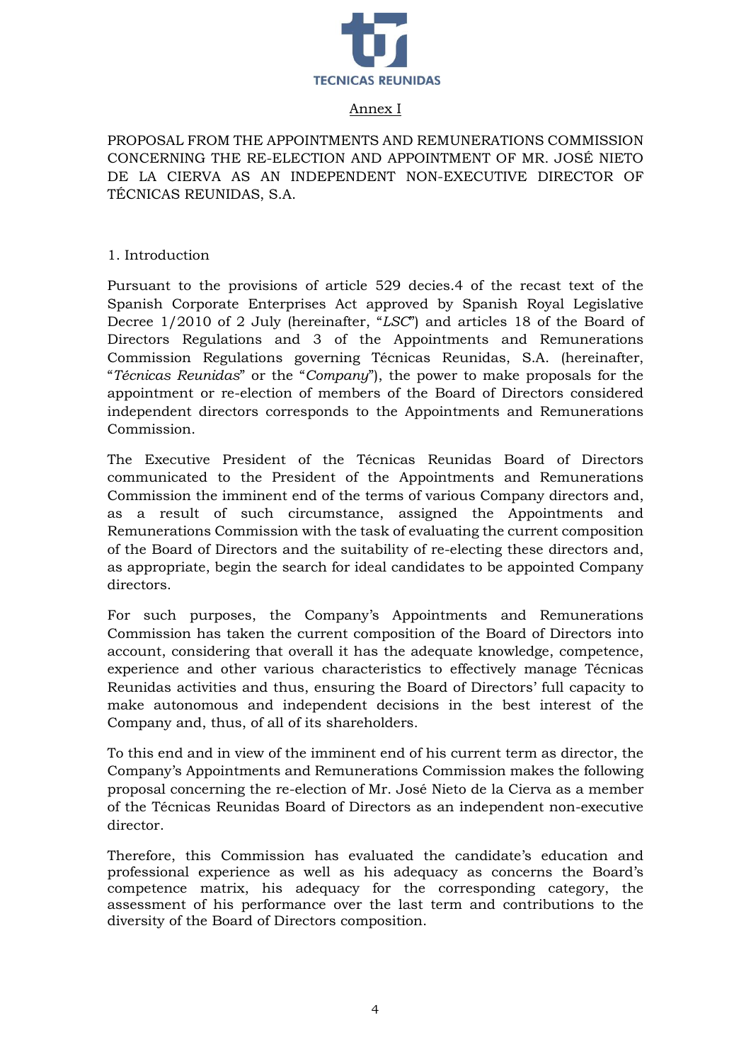TECNICAS REUNIDAS

Annex I

PROPOSAL FROM THE APPOINTMENTS AND REMUNERATIONS COMMISSION CONCERNING THE RE-ELECTION AND APPOINTMENT OF MR. JOSÉ NIETO DE LA CIERVA AS AN INDEPENDENT NON-EXECUTIVE DIRECTOR OF TÉCNICAS REUNIDAS, S.A.

1. Introduction

Pursuant to the provisions of article 529 decies.4 of the recast text of the Spanish Corporate Enterprises Act approved by Spanish Royal Legislative Decree 1/2010 of 2 July (hereinafter, "*LSC*") and articles 18 of the Board of Directors Regulations and 3 of the Appointments and Remunerations Commission Regulations governing Técnicas Reunidas, S.A. (hereinafter, "*Técnicas Reunidas*" or the "*Company*"), the power to make proposals for the appointment or re-election of members of the Board of Directors considered independent directors corresponds to the Appointments and Remunerations Commission.

The Executive President of the Técnicas Reunidas Board of Directors communicated to the President of the Appointments and Remunerations Commission the imminent end of the terms of various Company directors and, as a result of such circumstance, assigned the Appointments and Remunerations Commission with the task of evaluating the current composition of the Board of Directors and the suitability of re-electing these directors and, as appropriate, begin the search for ideal candidates to be appointed Company directors.

For such purposes, the Company's Appointments and Remunerations Commission has taken the current composition of the Board of Directors into account, considering that overall it has the adequate knowledge, competence, experience and other various characteristics to effectively manage Técnicas Reunidas activities and thus, ensuring the Board of Directors' full capacity to make autonomous and independent decisions in the best interest of the Company and, thus, of all of its shareholders.

To this end and in view of the imminent end of his current term as director, the Company's Appointments and Remunerations Commission makes the following proposal concerning the re-election of Mr. José Nieto de la Cierva as a member of the Técnicas Reunidas Board of Directors as an independent non-executive director.

Therefore, this Commission has evaluated the candidate's education and professional experience as well as his adequacy as concerns the Board's competence matrix, his adequacy for the corresponding category, the assessment of his performance over the last term and contributions to the diversity of the Board of Directors composition.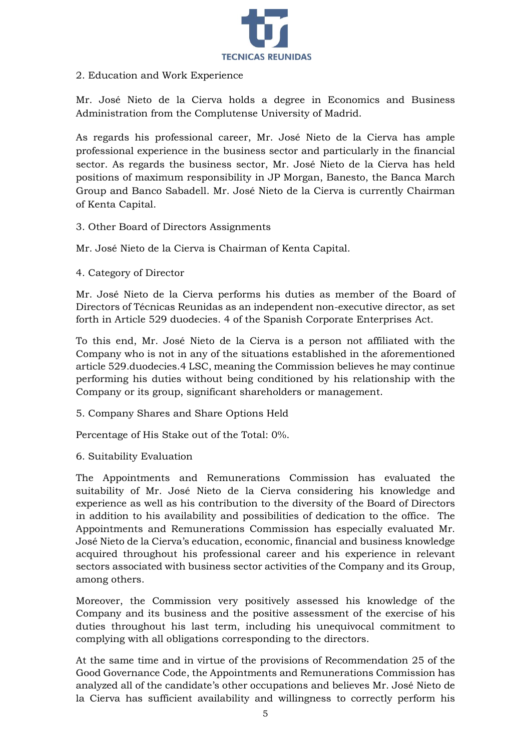2. Education and Work Experience

Mr. José Nieto de la Cierva holds a degree in Economics and Business Administration from the Complutense University of Madrid.

As regards his professional career, Mr. José Nieto de la Cierva has ample professional experience in the business sector and particularly in the financial sector. As regards the business sector, Mr. José Nieto de la Cierva has held positions of maximum responsibility in JP Morgan, Banesto, the Banca March Group and Banco Sabadell. Mr. José Nieto de la Cierva is currently Chairman of Kenta Capital.

3. Other Board of Directors Assignments

Mr. José Nieto de la Cierva is Chairman of Kenta Capital.

4. Category of Director

Mr. José Nieto de la Cierva performs his duties as member of the Board of Directors of Técnicas Reunidas as an independent non-executive director, as set forth in Article 529 duodecies. 4 of the Spanish Corporate Enterprises Act.

To this end, Mr. José Nieto de la Cierva is a person not affiliated with the Company who is not in any of the situations established in the aforementioned article 529.duodecies.4 LSC, meaning the Commission believes he may continue performing his duties without being conditioned by his relationship with the Company or its group, significant shareholders or management.

5. Company Shares and Share Options Held

Percentage of His Stake out of the Total: 0%.

6. Suitability Evaluation

The Appointments and Remunerations Commission has evaluated the suitability of Mr. José Nieto de la Cierva considering his knowledge and experience as well as his contribution to the diversity of the Board of Directors in addition to his availability and possibilities of dedication to the office. The Appointments and Remunerations Commission has especially evaluated Mr. José Nieto de la Cierva's education, economic, financial and business knowledge acquired throughout his professional career and his experience in relevant sectors associated with business sector activities of the Company and its Group, among others.

Moreover, the Commission very positively assessed his knowledge of the Company and its business and the positive assessment of the exercise of his duties throughout his last term, including his unequivocal commitment to complying with all obligations corresponding to the directors.

At the same time and in virtue of the provisions of Recommendation 25 of the Good Governance Code, the Appointments and Remunerations Commission has analyzed all of the candidate's other occupations and believes Mr. José Nieto de la Cierva has sufficient availability and willingness to correctly perform his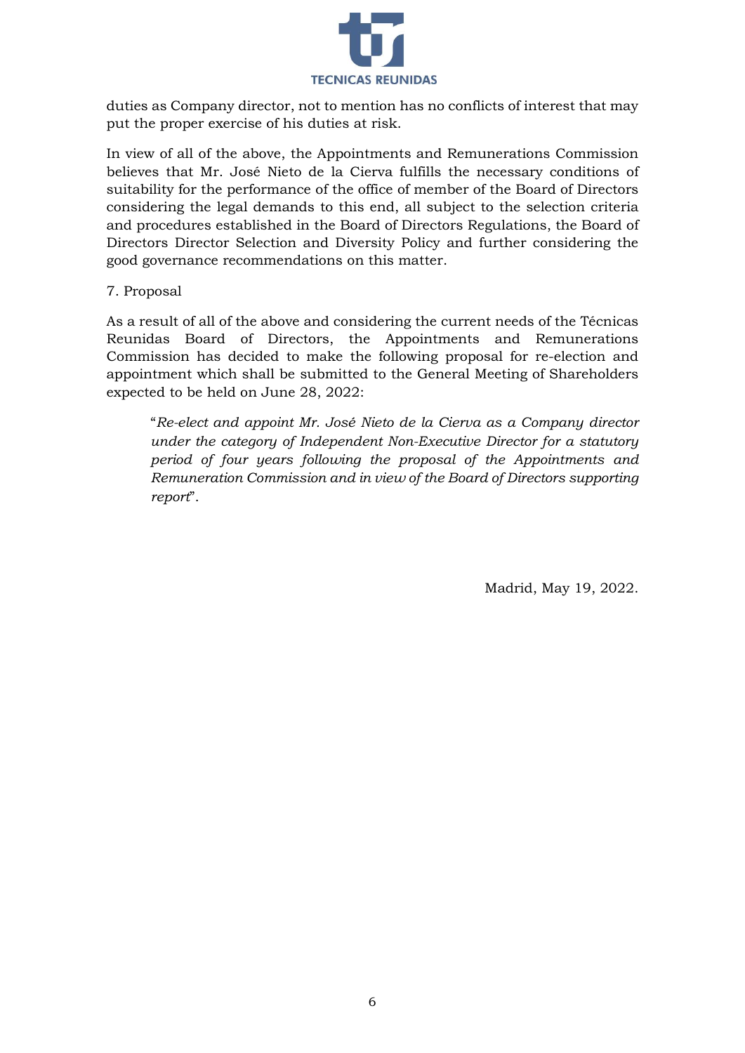duties as Company director, not to mention has no conflicts of interest that may put the proper exercise of his duties at risk.

In view of all of the above, the Appointments and Remunerations Commission believes that Mr. José Nieto de la Cierva fulfills the necessary conditions of suitability for the performance of the office of member of the Board of Directors considering the legal demands to this end, all subject to the selection criteria and procedures established in the Board of Directors Regulations, the Board of Directors Director Selection and Diversity Policy and further considering the good governance recommendations on this matter.

7. Proposal

As a result of all of the above and considering the current needs of the Técnicas Reunidas Board of Directors, the Appointments and Remunerations Commission has decided to make the following proposal for re-election and appointment which shall be submitted to the General Meeting of Shareholders expected to be held on June 28, 2022:

> "*Re-elect and appoint Mr. José Nieto de la Cierva as a Company director under the category of Independent Non-Executive Director for a statutory period of four years following the proposal of the Appointments and Remuneration Commission and in view of the Board of Directors supporting report*".

Madrid, May 19, 2022.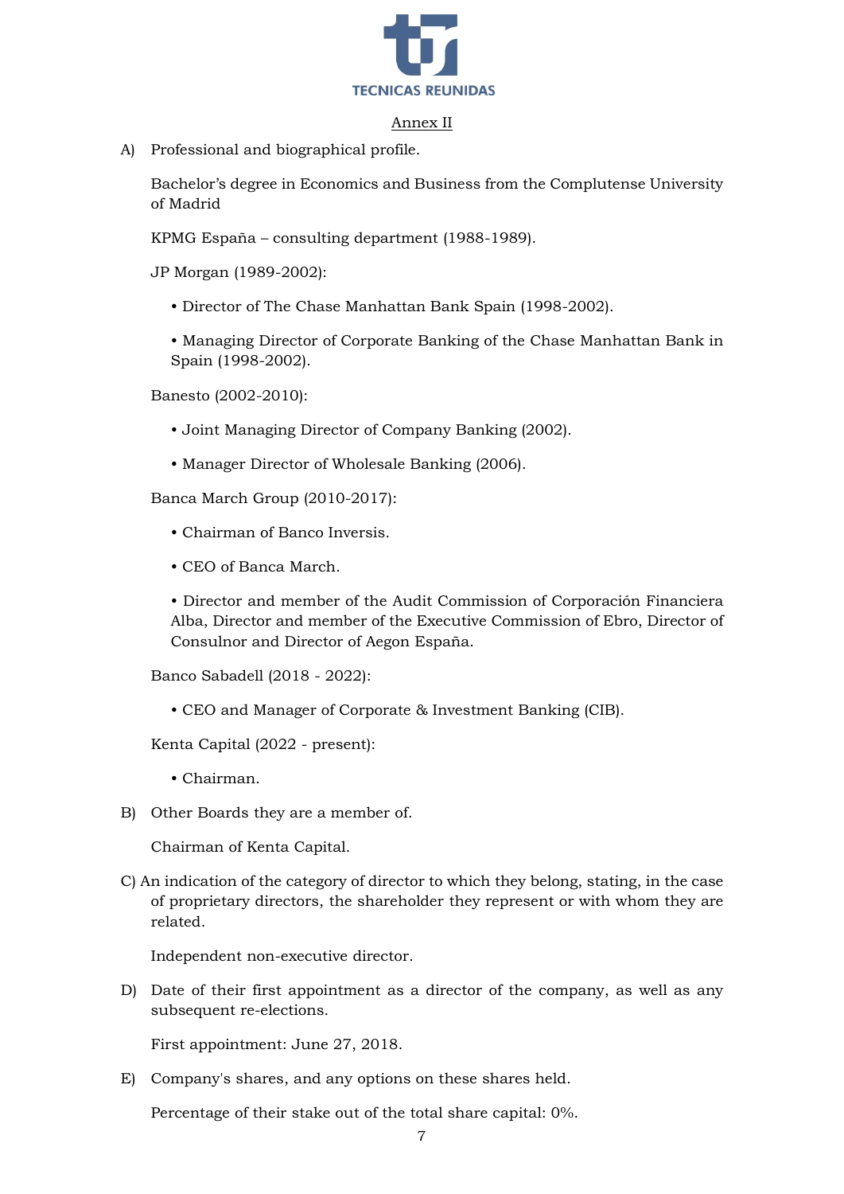TECNICAS REUNIDAS

Annex II

A) Professional and biographical profile.

Bachelor's degree in Economics and Business from the Complutense University of Madrid

KPMG España – consulting department (1988-1989).

JP Morgan (1989-2002):

- Director of The Chase Manhattan Bank Spain (1998-2002).
- Managing Director of Corporate Banking of the Chase Manhattan Bank in Spain (1998-2002).

Banesto (2002-2010):

- Joint Managing Director of Company Banking (2002).
- Manager Director of Wholesale Banking (2006).

Banca March Group (2010-2017):

- Chairman of Banco Inversis.
- CEO of Banca March.
- Director and member of the Audit Commission of Corporación Financiera Alba, Director and member of the Executive Commission of Ebro, Director of Consulnor and Director of Aegon España.

Banco Sabadell (2018 - 2022):

- CEO and Manager of Corporate & Investment Banking (CIB).

Kenta Capital (2022 - present):

- Chairman.

B) Other Boards they are a member of.

Chairman of Kenta Capital.

C) An indication of the category of director to which they belong, stating, in the case of proprietary directors, the shareholder they represent or with whom they are related.

Independent non-executive director.

D) Date of their first appointment as a director of the company, as well as any subsequent re-elections.

First appointment: June 27, 2018.

E) Company's shares, and any options on these shares held.

Percentage of their stake out of the total share capital: 0%.